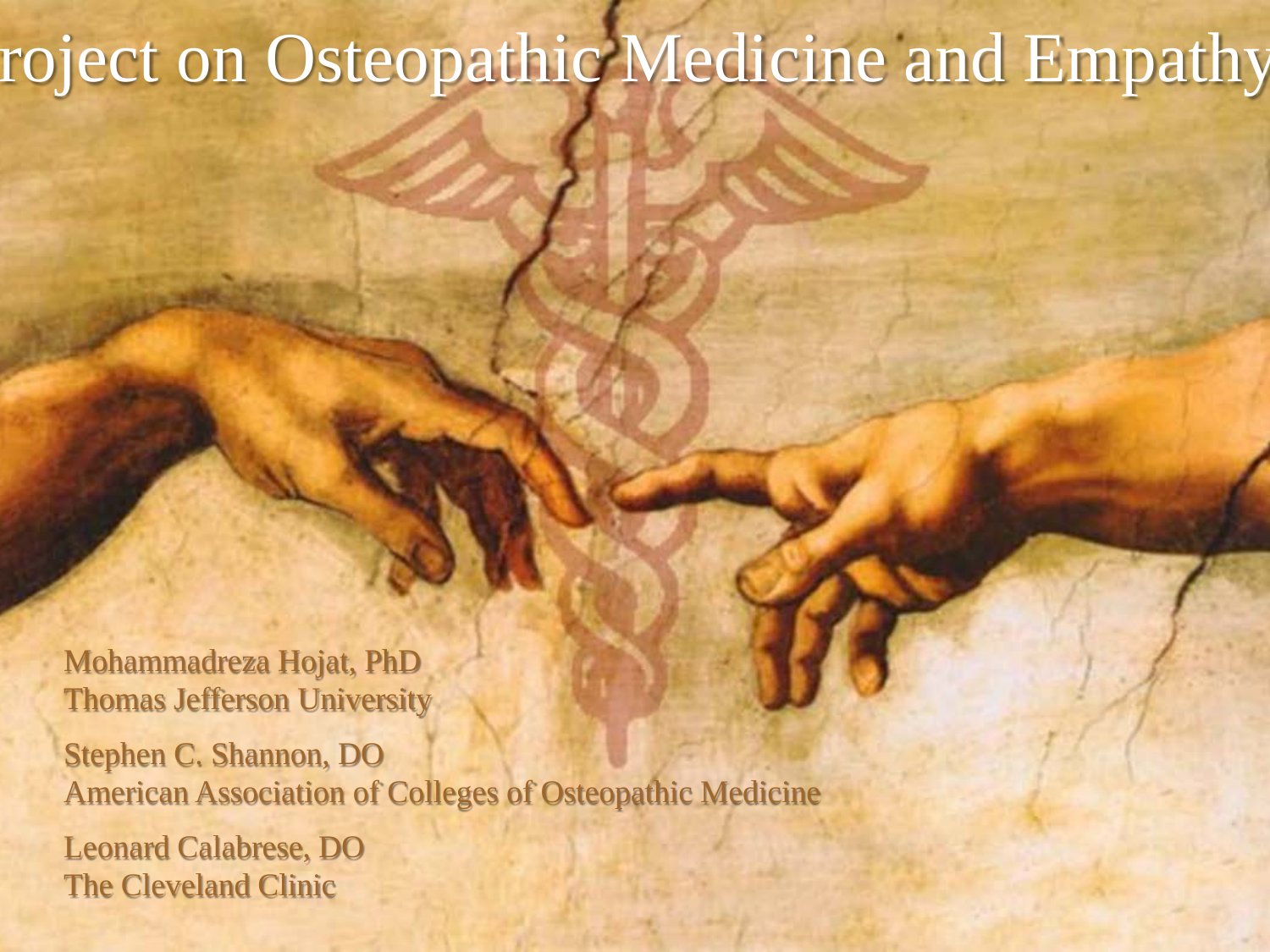# roject on Osteopathic Medicine and Empathy

Mohammadreza Hojat, PhD
Thomas Jefferson University

Stephen C. Shannon, DO
American Association of Colleges of Osteopathic Medicine

Leonard Calabrese, DO
The Cleveland Clinic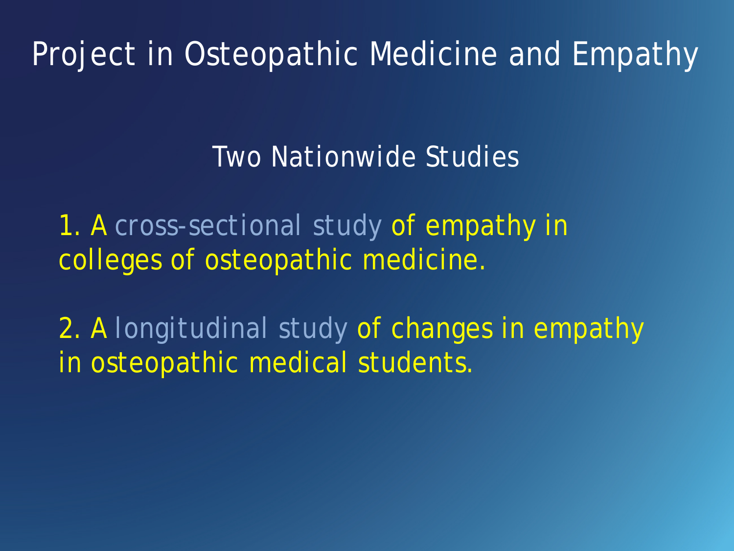# Project in Osteopathic Medicine and Empathy

## Two Nationwide Studies

1. A cross-sectional study of empathy in colleges of osteopathic medicine.

2. A longitudinal study of changes in empathy in osteopathic medical students.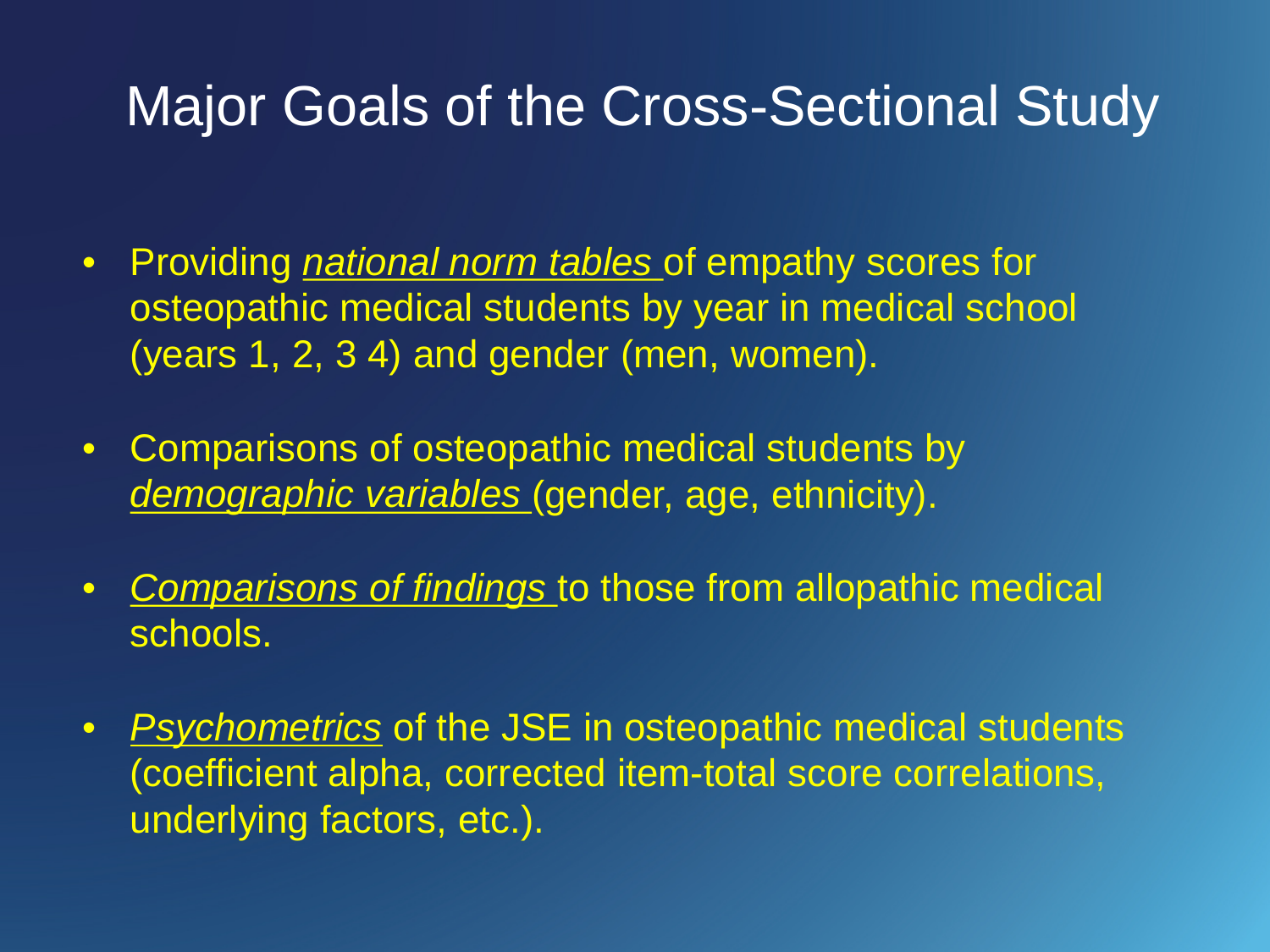# Major Goals of the Cross-Sectional Study

- Providing *national norm tables* of empathy scores for osteopathic medical students by year in medical school (years 1, 2, 3 4) and gender (men, women).
- Comparisons of osteopathic medical students by *demographic variables* (gender, age, ethnicity).
- *Comparisons of findings* to those from allopathic medical schools.
- *Psychometrics* of the JSE in osteopathic medical students (coefficient alpha, corrected item-total score correlations, underlying factors, etc.).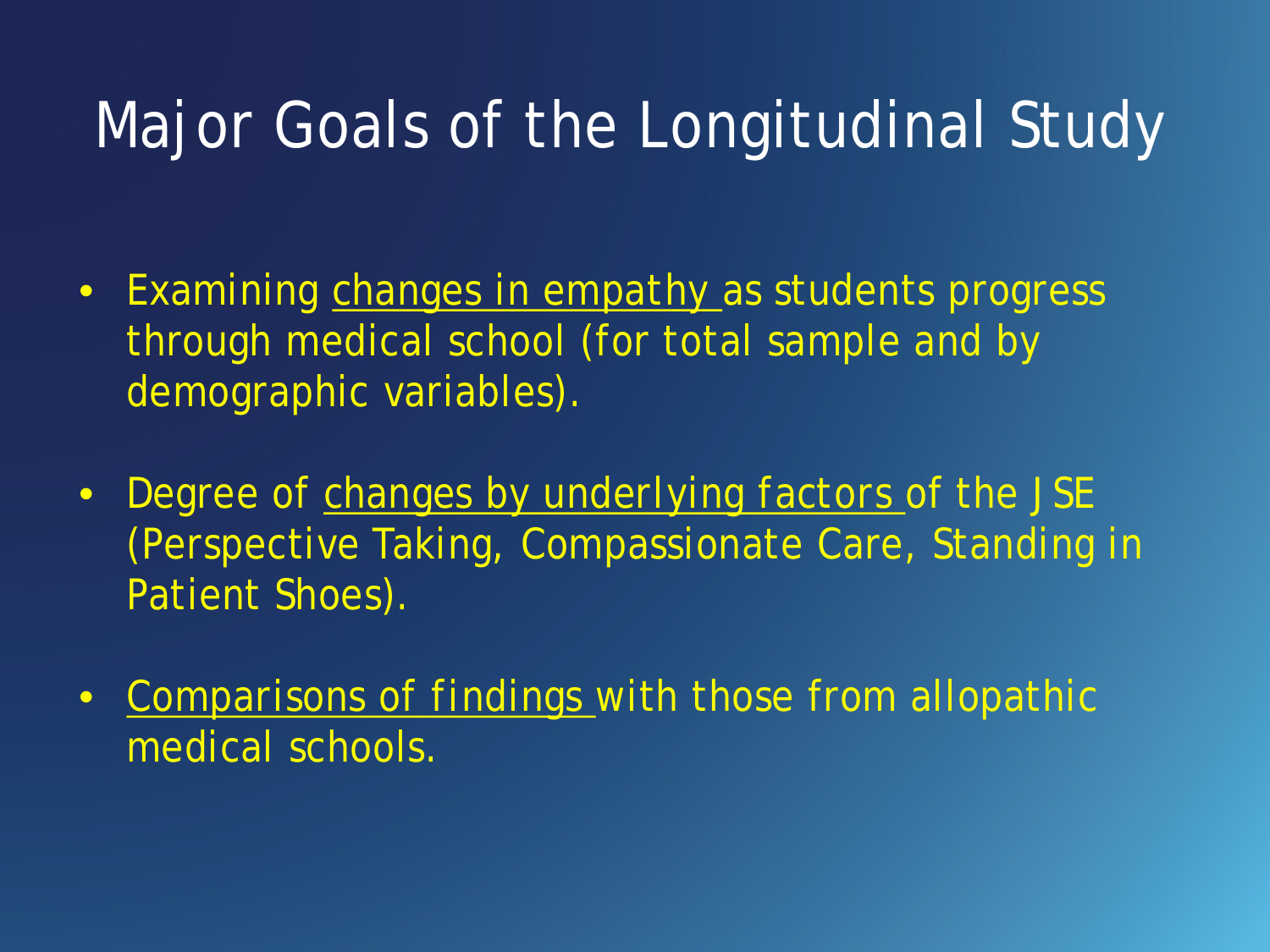# Major Goals of the Longitudinal Study

- Examining changes in empathy as students progress through medical school (for total sample and by demographic variables).
- Degree of changes by underlying factors of the JSE (Perspective Taking, Compassionate Care, Standing in Patient Shoes).
- Comparisons of findings with those from allopathic medical schools.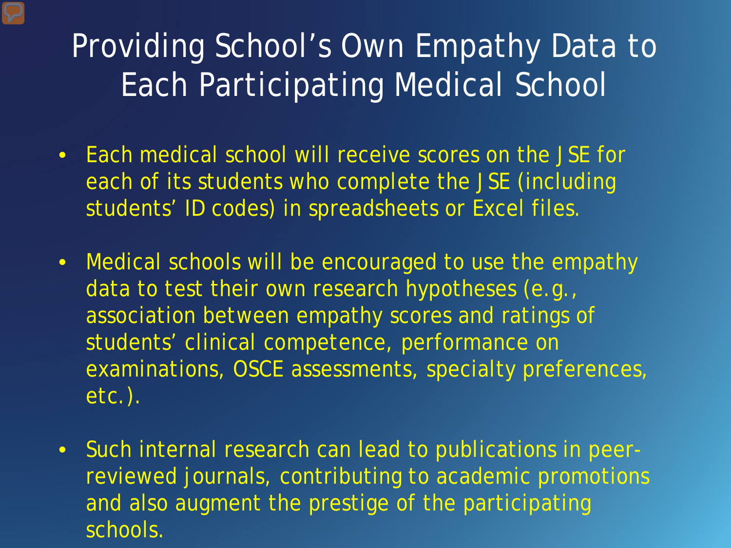# Providing School's Own Empathy Data to Each Participating Medical School

- Each medical school will receive scores on the JSE for each of its students who complete the JSE (including students' ID codes) in spreadsheets or Excel files.
- Medical schools will be encouraged to use the empathy data to test their own research hypotheses (e.g., association between empathy scores and ratings of students' clinical competence, performance on examinations, OSCE assessments, specialty preferences, etc.).
- Such internal research can lead to publications in peer-reviewed journals, contributing to academic promotions and also augment the prestige of the participating schools.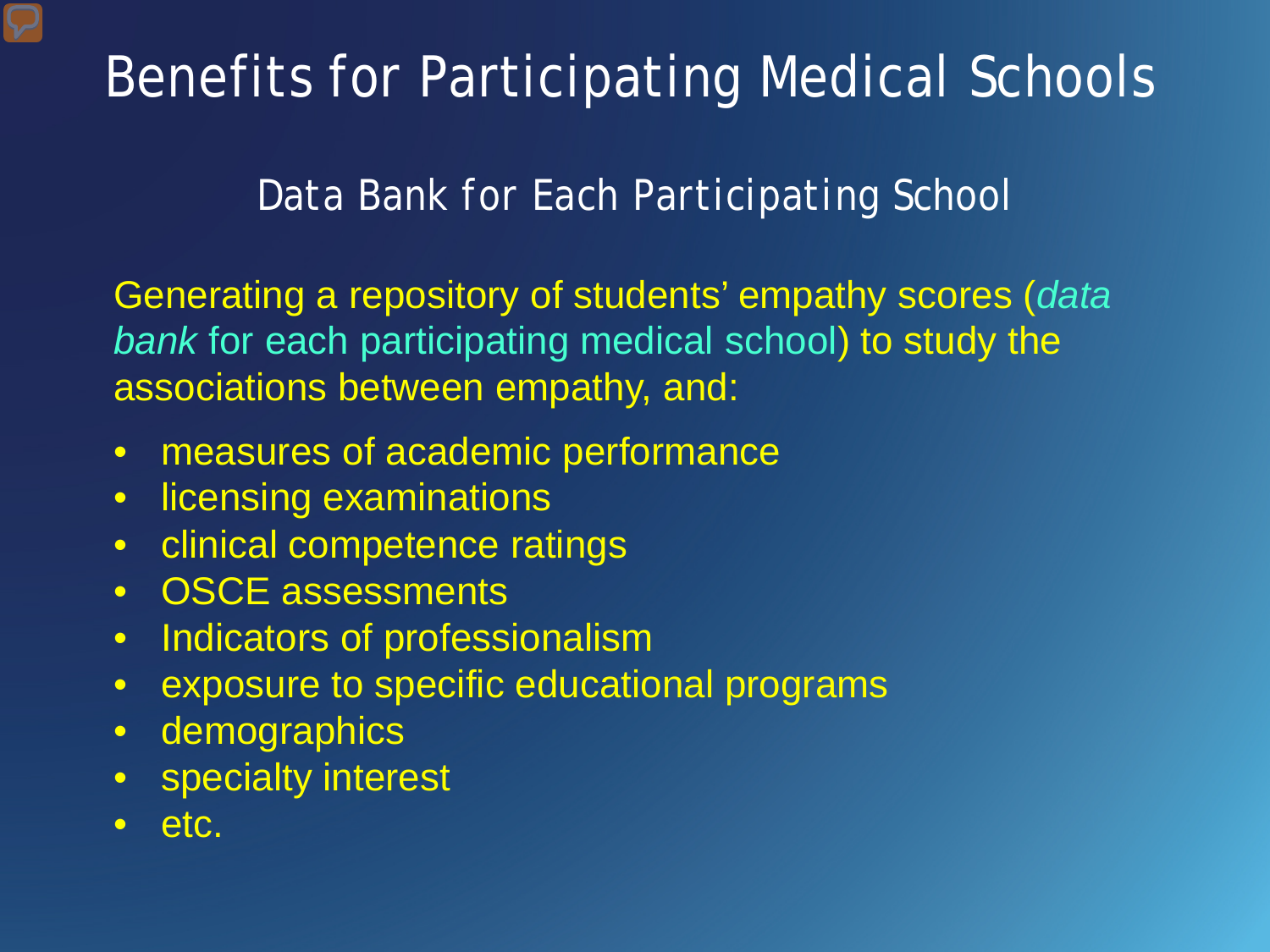# Benefits for Participating Medical Schools

## Data Bank for Each Participating School

Generating a repository of students' empathy scores (*data bank* for each participating medical school) to study the associations between empathy, and:

- measures of academic performance
- licensing examinations
- clinical competence ratings
- OSCE assessments
- Indicators of professionalism
- exposure to specific educational programs
- demographics
- specialty interest
- etc.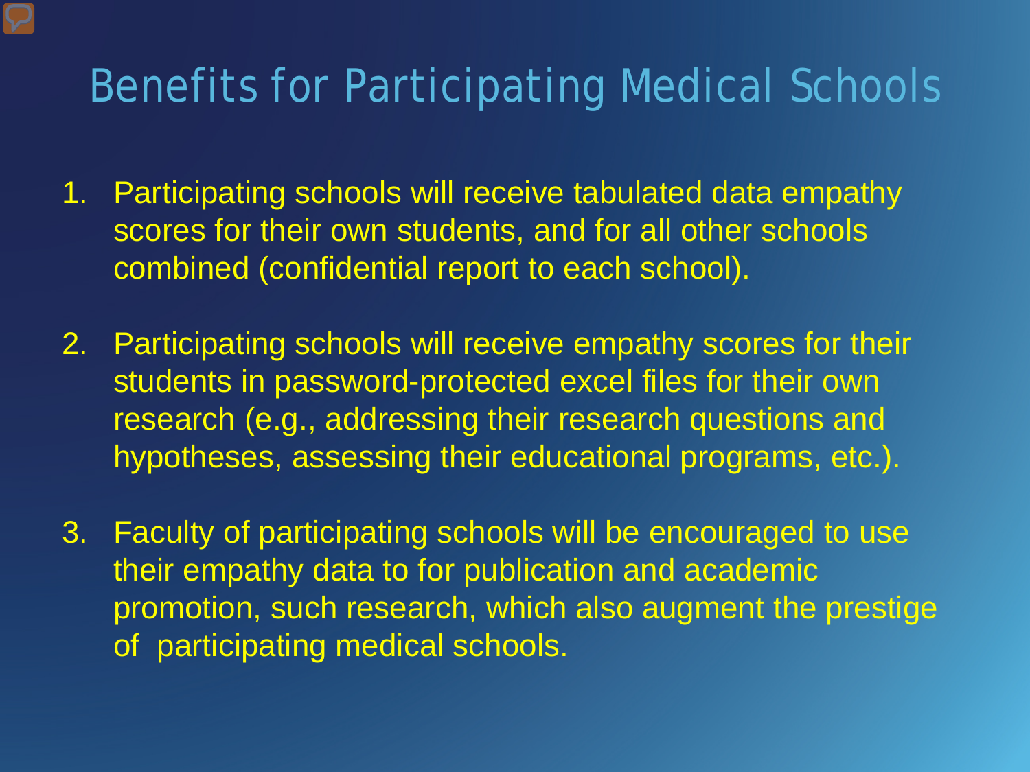# Benefits for Participating Medical Schools

1. Participating schools will receive tabulated data empathy scores for their own students, and for all other schools combined (confidential report to each school).

2. Participating schools will receive empathy scores for their students in password-protected excel files for their own research (e.g., addressing their research questions and hypotheses, assessing their educational programs, etc.).

3. Faculty of participating schools will be encouraged to use their empathy data to for publication and academic promotion, such research, which also augment the prestige of participating medical schools.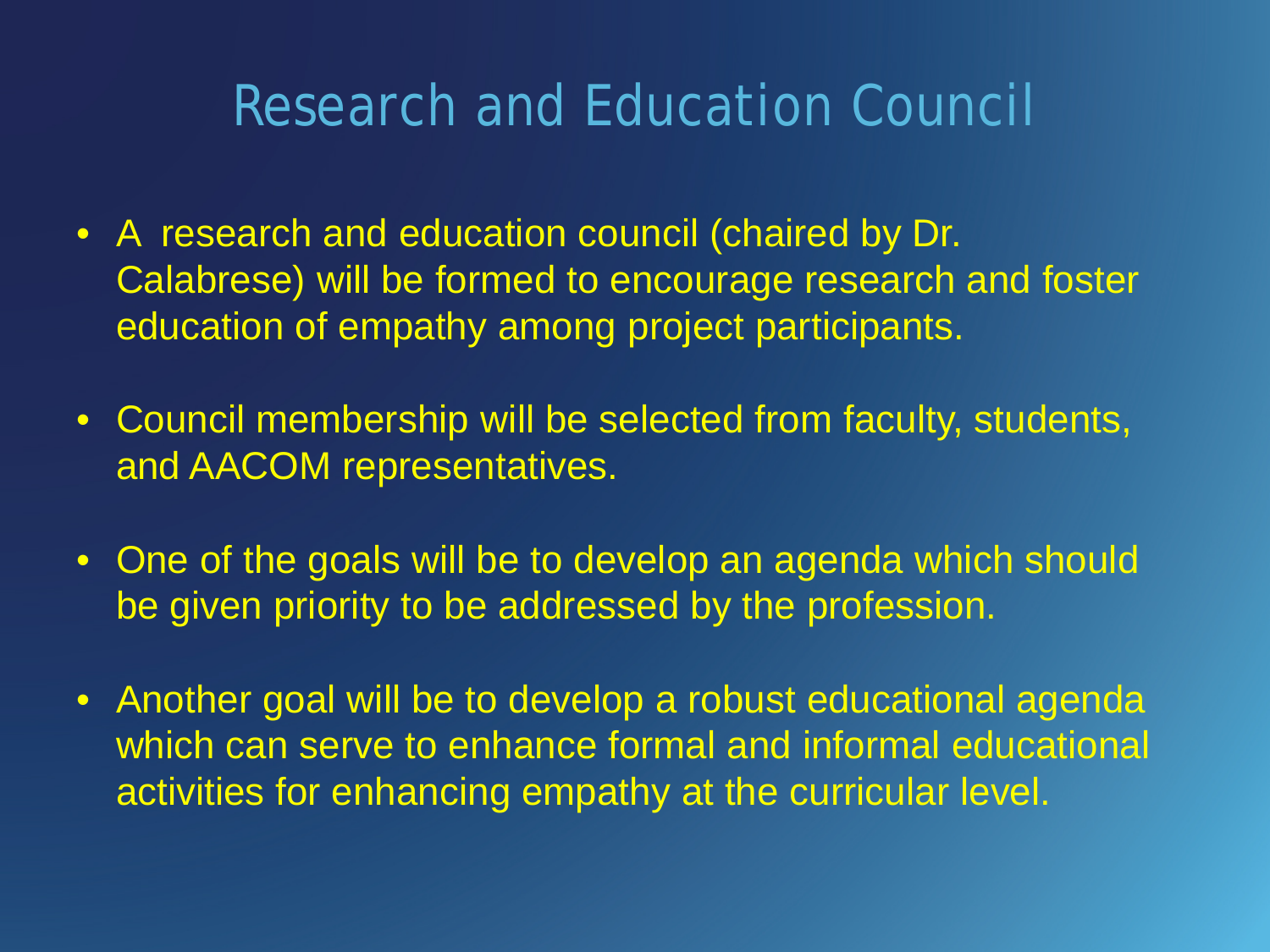# Research and Education Council

- A research and education council (chaired by Dr. Calabrese) will be formed to encourage research and foster education of empathy among project participants.
- Council membership will be selected from faculty, students, and AACOM representatives.
- One of the goals will be to develop an agenda which should be given priority to be addressed by the profession.
- Another goal will be to develop a robust educational agenda which can serve to enhance formal and informal educational activities for enhancing empathy at the curricular level.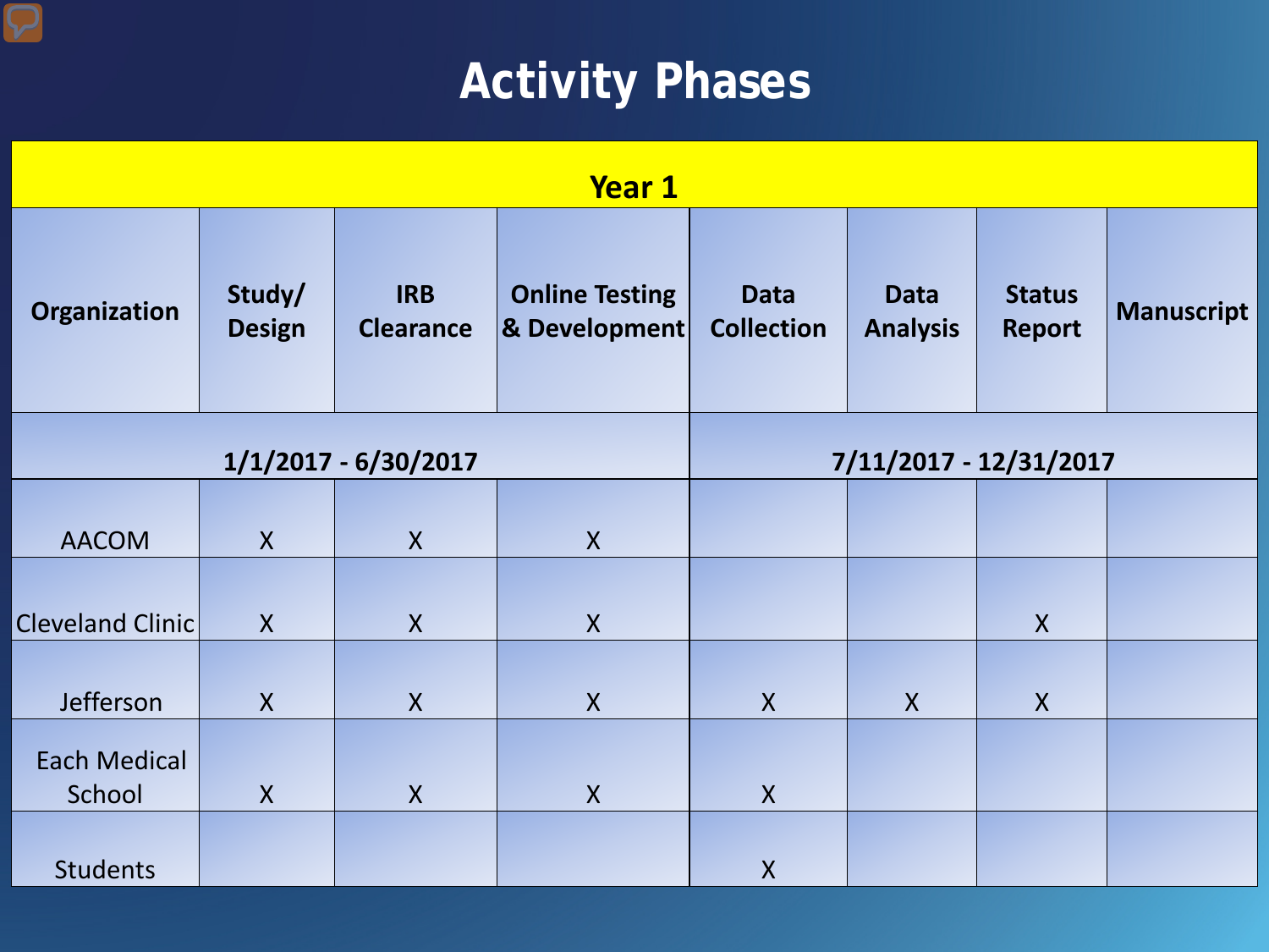# Activity Phases

| Year 1 | | | | | | | |
|---|---|---|---|---|---|---|---|
| **Organization** | **Study/ Design** | **IRB Clearance** | **Online Testing & Development** | **Data Collection** | **Data Analysis** | **Status Report** | **Manuscript** |
| **1/1/2017 - 6/30/2017** | | | | **7/11/2017 - 12/31/2017** | | | |
| AACOM | X | X | X | | | | |
| Cleveland Clinic | X | X | X | | | X | |
| Jefferson | X | X | X | X | X | X | |
| Each Medical School | X | X | X | X | | | |
| Students | | | | X | | | |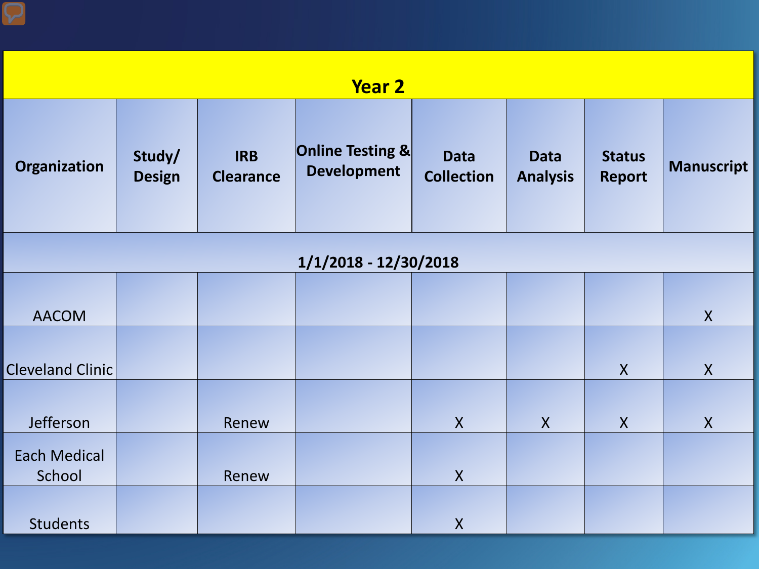| Year 2 | | | | | | | |
|---|---|---|---|---|---|---|---|
| Organization | Study/ Design | IRB Clearance | Online Testing & Development | Data Collection | Data Analysis | Status Report | Manuscript |
| 1/1/2018 - 12/30/2018 | | | | | | | |
| AACOM | | | | | | | X |
| Cleveland Clinic | | | | | | X | X |
| Jefferson | | Renew | | X | X | X | X |
| Each Medical School | | Renew | | X | | | |
| Students | | | | X | | | |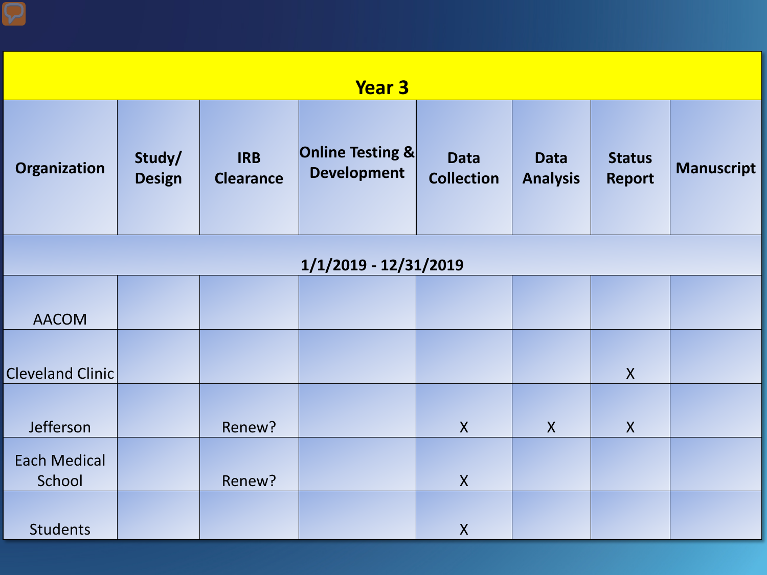| Year 3 | | | | | | | |
|---|---|---|---|---|---|---|---|
| Organization | Study/ Design | IRB Clearance | Online Testing & Development | Data Collection | Data Analysis | Status Report | Manuscript |
| 1/1/2019 - 12/31/2019 | | | | | | | |
| AACOM | | | | | | | |
| Cleveland Clinic | | | | | | X | |
| Jefferson | | Renew? | | X | X | X | |
| Each Medical School | | Renew? | | X | | | |
| Students | | | | X | | | |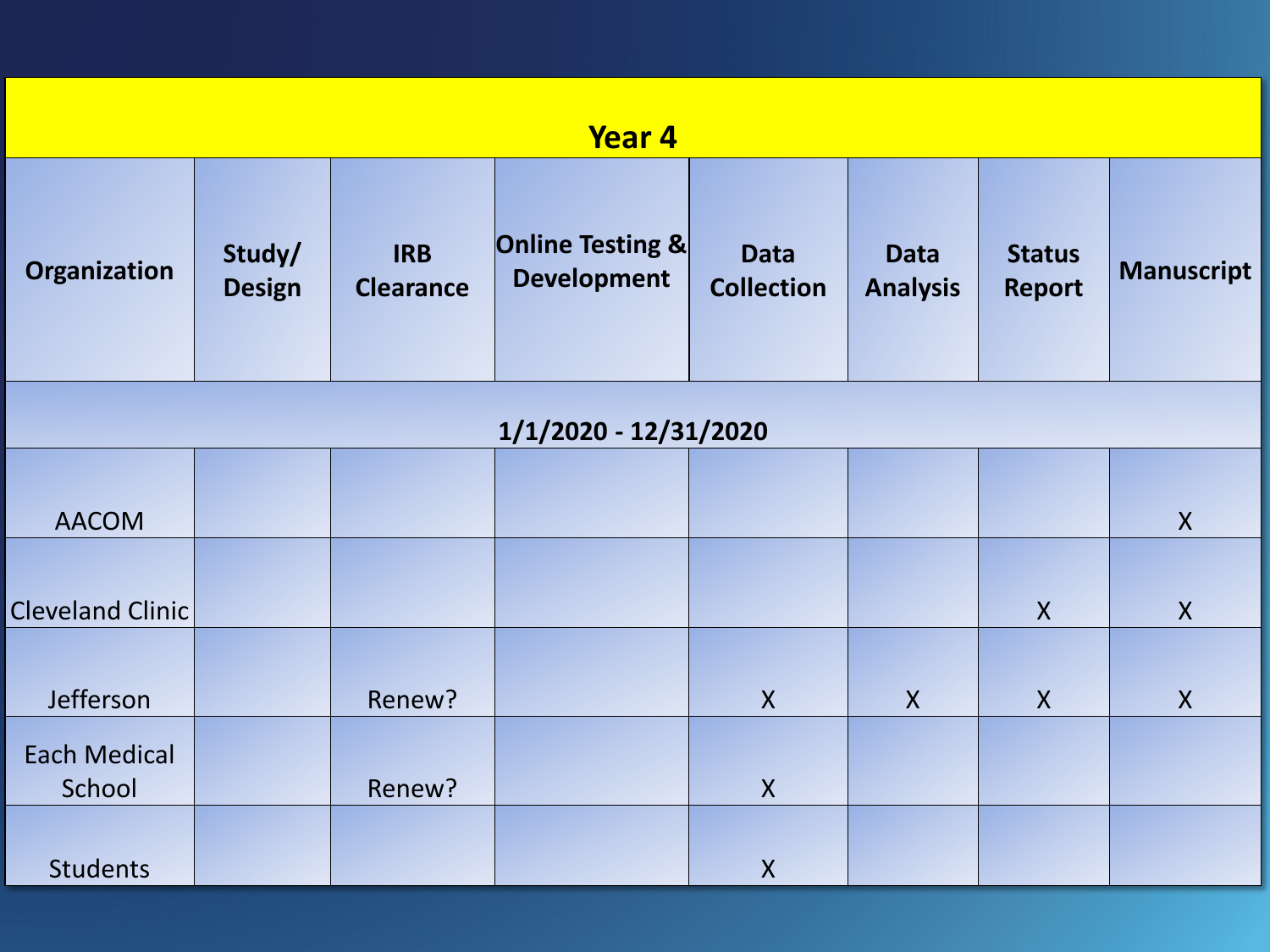| Year 4 | | | | | | | |
|---|---|---|---|---|---|---|---|
| **Organization** | **Study/ Design** | **IRB Clearance** | **Online Testing & Development** | **Data Collection** | **Data Analysis** | **Status Report** | **Manuscript** |
| **1/1/2020 - 12/31/2020** | | | | | | | |
| AACOM | | | | | | | X |
| Cleveland Clinic | | | | | | X | X |
| Jefferson | | Renew? | | X | X | X | X |
| Each Medical School | | Renew? | | X | | | |
| Students | | | | X | | | |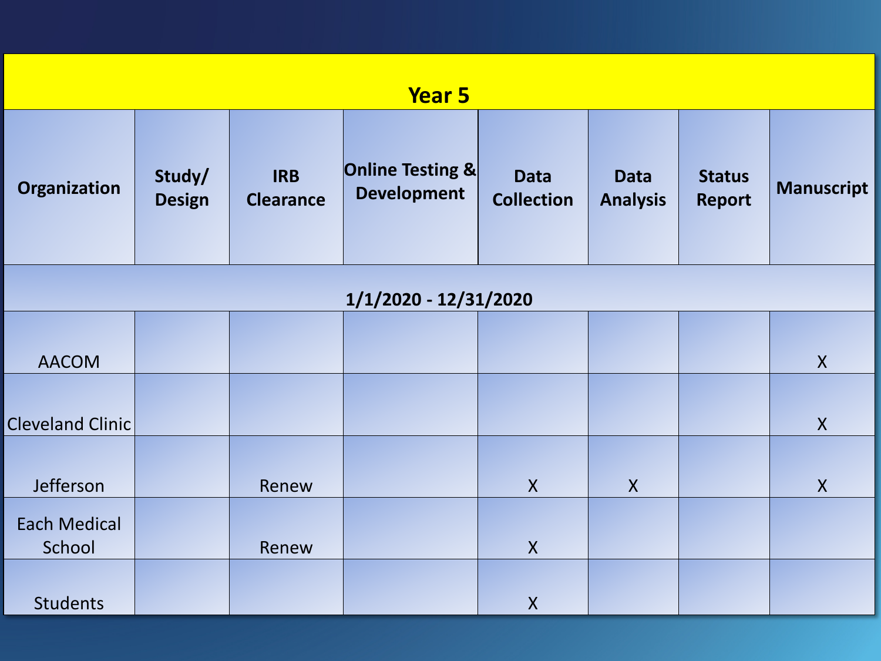## Year 5

| Organization | Study/ Design | IRB Clearance | Online Testing & Development | Data Collection | Data Analysis | Status Report | Manuscript |
|---|---|---|---|---|---|---|---|
| 1/1/2020 - 12/31/2020 | | | | | | | |
| AACOM | | | | | | | X |
| Cleveland Clinic | | | | | | | X |
| Jefferson | | Renew | | X | X | | X |
| Each Medical School | | Renew | | X | | | |
| Students | | | | X | | | |